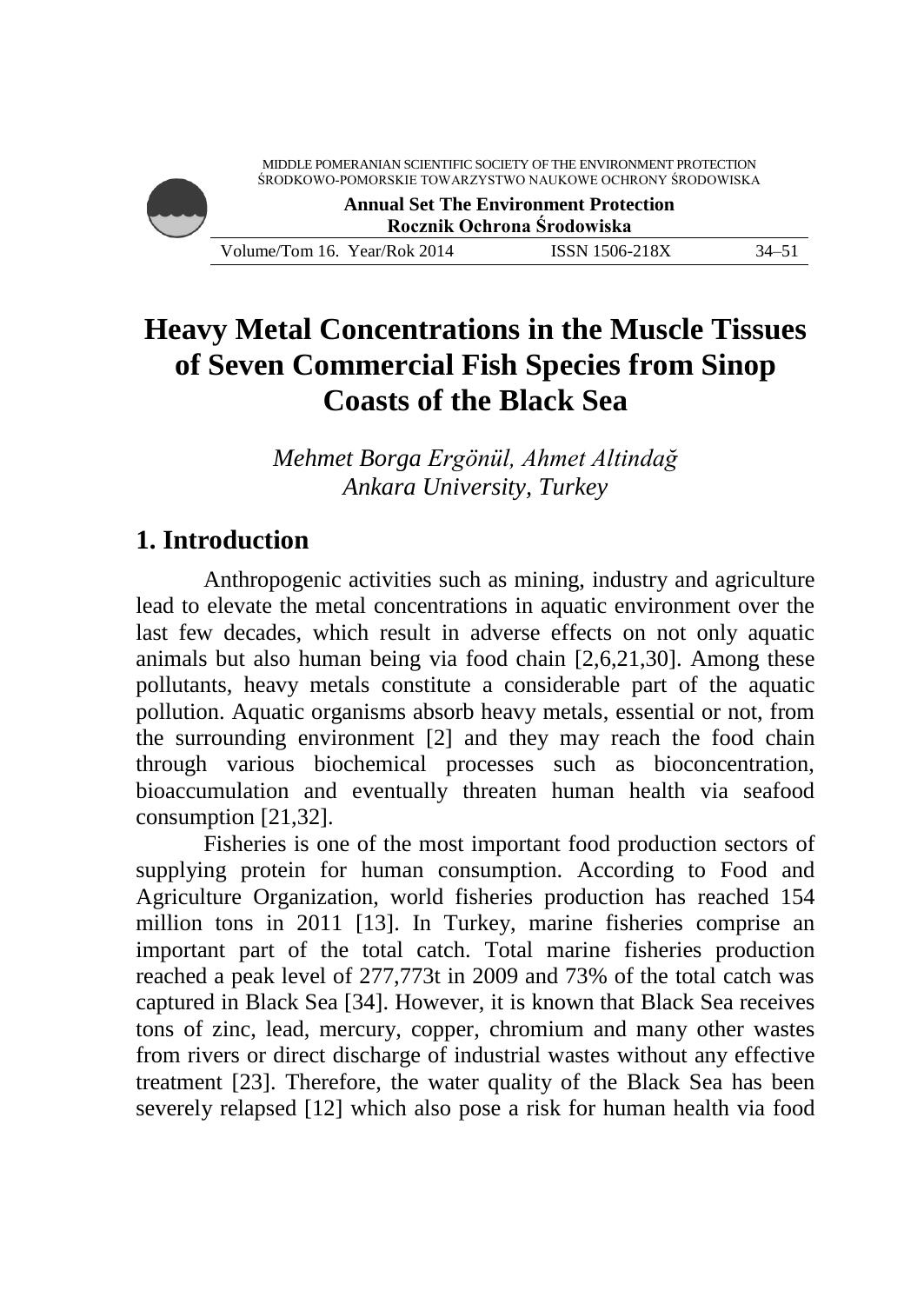MIDDLE POMERANIAN SCIENTIFIC SOCIETY OF THE ENVIRONMENT PROTECTION
ŚRODKOWO-POMORSKIE TOWARZYSTWO NAUKOWE OCHRONY ŚRODOWISKA

**Annual Set The Environment Protection**
**Rocznik Ochrona Środowiska**

Volume/Tom 16. Year/Rok 2014 ISSN 1506-218X 34–51

# Heavy Metal Concentrations in the Muscle Tissues of Seven Commercial Fish Species from Sinop Coasts of the Black Sea

*Mehmet Borga Ergönül, Ahmet Altindağ*
*Ankara University, Turkey*

## 1. Introduction

Anthropogenic activities such as mining, industry and agriculture lead to elevate the metal concentrations in aquatic environment over the last few decades, which result in adverse effects on not only aquatic animals but also human being via food chain [2,6,21,30]. Among these pollutants, heavy metals constitute a considerable part of the aquatic pollution. Aquatic organisms absorb heavy metals, essential or not, from the surrounding environment [2] and they may reach the food chain through various biochemical processes such as bioconcentration, bioaccumulation and eventually threaten human health via seafood consumption [21,32].

Fisheries is one of the most important food production sectors of supplying protein for human consumption. According to Food and Agriculture Organization, world fisheries production has reached 154 million tons in 2011 [13]. In Turkey, marine fisheries comprise an important part of the total catch. Total marine fisheries production reached a peak level of 277,773t in 2009 and 73% of the total catch was captured in Black Sea [34]. However, it is known that Black Sea receives tons of zinc, lead, mercury, copper, chromium and many other wastes from rivers or direct discharge of industrial wastes without any effective treatment [23]. Therefore, the water quality of the Black Sea has been severely relapsed [12] which also pose a risk for human health via food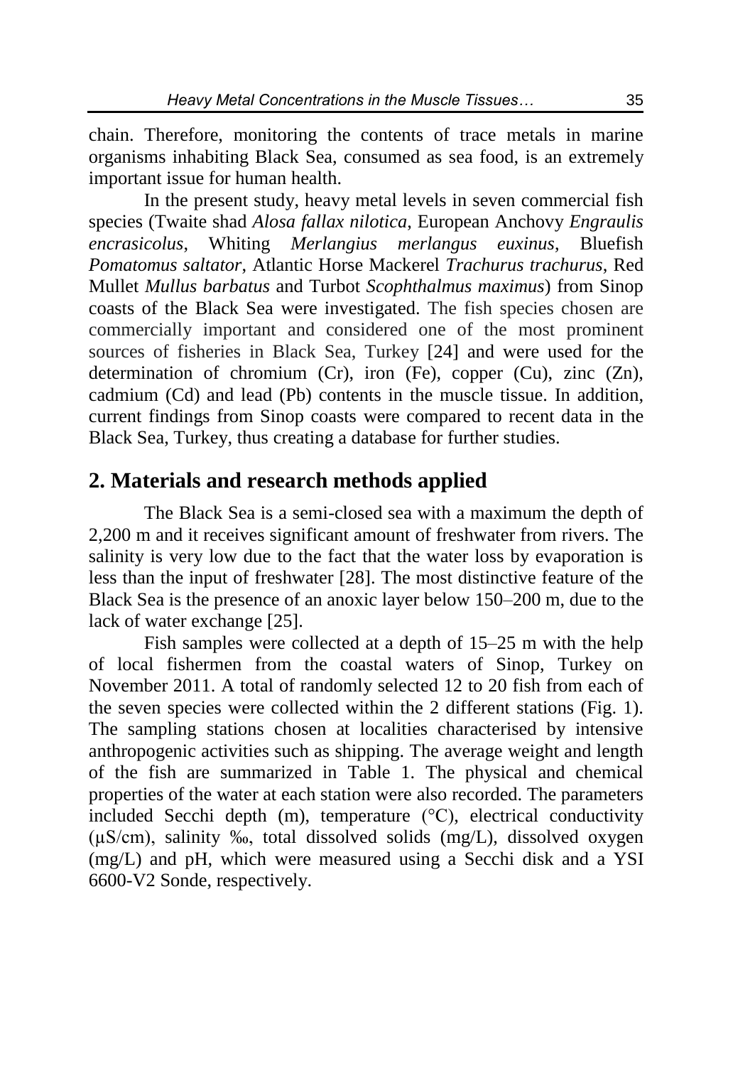chain. Therefore, monitoring the contents of trace metals in marine organisms inhabiting Black Sea, consumed as sea food, is an extremely important issue for human health.

In the present study, heavy metal levels in seven commercial fish species (Twaite shad *Alosa fallax nilotica*, European Anchovy *Engraulis encrasicolus*, Whiting *Merlangius merlangus euxinus*, Bluefish *Pomatomus saltator*, Atlantic Horse Mackerel *Trachurus trachurus*, Red Mullet *Mullus barbatus* and Turbot *Scophthalmus maximus*) from Sinop coasts of the Black Sea were investigated. The fish species chosen are commercially important and considered one of the most prominent sources of fisheries in Black Sea, Turkey [24] and were used for the determination of chromium (Cr), iron (Fe), copper (Cu), zinc (Zn), cadmium (Cd) and lead (Pb) contents in the muscle tissue. In addition, current findings from Sinop coasts were compared to recent data in the Black Sea, Turkey, thus creating a database for further studies.

## 2. Materials and research methods applied

The Black Sea is a semi-closed sea with a maximum the depth of 2,200 m and it receives significant amount of freshwater from rivers. The salinity is very low due to the fact that the water loss by evaporation is less than the input of freshwater [28]. The most distinctive feature of the Black Sea is the presence of an anoxic layer below 150–200 m, due to the lack of water exchange [25].

Fish samples were collected at a depth of 15–25 m with the help of local fishermen from the coastal waters of Sinop, Turkey on November 2011. A total of randomly selected 12 to 20 fish from each of the seven species were collected within the 2 different stations (Fig. 1). The sampling stations chosen at localities characterised by intensive anthropogenic activities such as shipping. The average weight and length of the fish are summarized in Table 1. The physical and chemical properties of the water at each station were also recorded. The parameters included Secchi depth (m), temperature (°C), electrical conductivity (μS/cm), salinity ‰, total dissolved solids (mg/L), dissolved oxygen (mg/L) and pH, which were measured using a Secchi disk and a YSI 6600-V2 Sonde, respectively.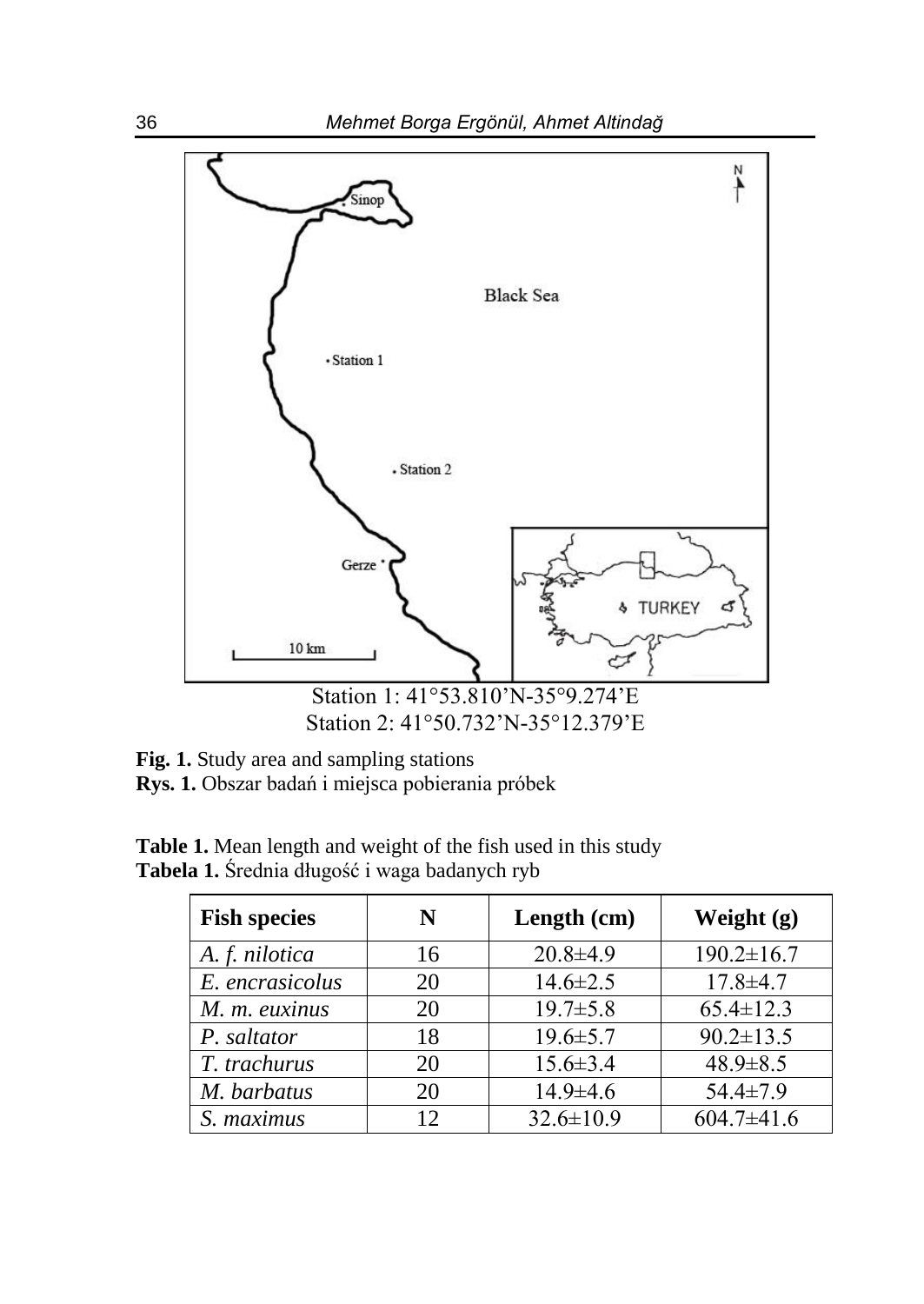Station 1: 41°53.810'N-35°9.274'E
Station 2: 41°50.732'N-35°12.379'E

**Fig. 1.** Study area and sampling stations
**Rys. 1.** Obszar badań i miejsca pobierania próbek

**Table 1.** Mean length and weight of the fish used in this study
**Tabela 1.** Średnia długość i waga badanych ryb

| Fish species | N | Length (cm) | Weight (g) |
|---|---|---|---|
| *A. f. nilotica* | 16 | 20.8±4.9 | 190.2±16.7 |
| *E. encrasicolus* | 20 | 14.6±2.5 | 17.8±4.7 |
| *M. m. euxinus* | 20 | 19.7±5.8 | 65.4±12.3 |
| *P. saltator* | 18 | 19.6±5.7 | 90.2±13.5 |
| *T. trachurus* | 20 | 15.6±3.4 | 48.9±8.5 |
| *M. barbatus* | 20 | 14.9±4.6 | 54.4±7.9 |
| *S. maximus* | 12 | 32.6±10.9 | 604.7±41.6 |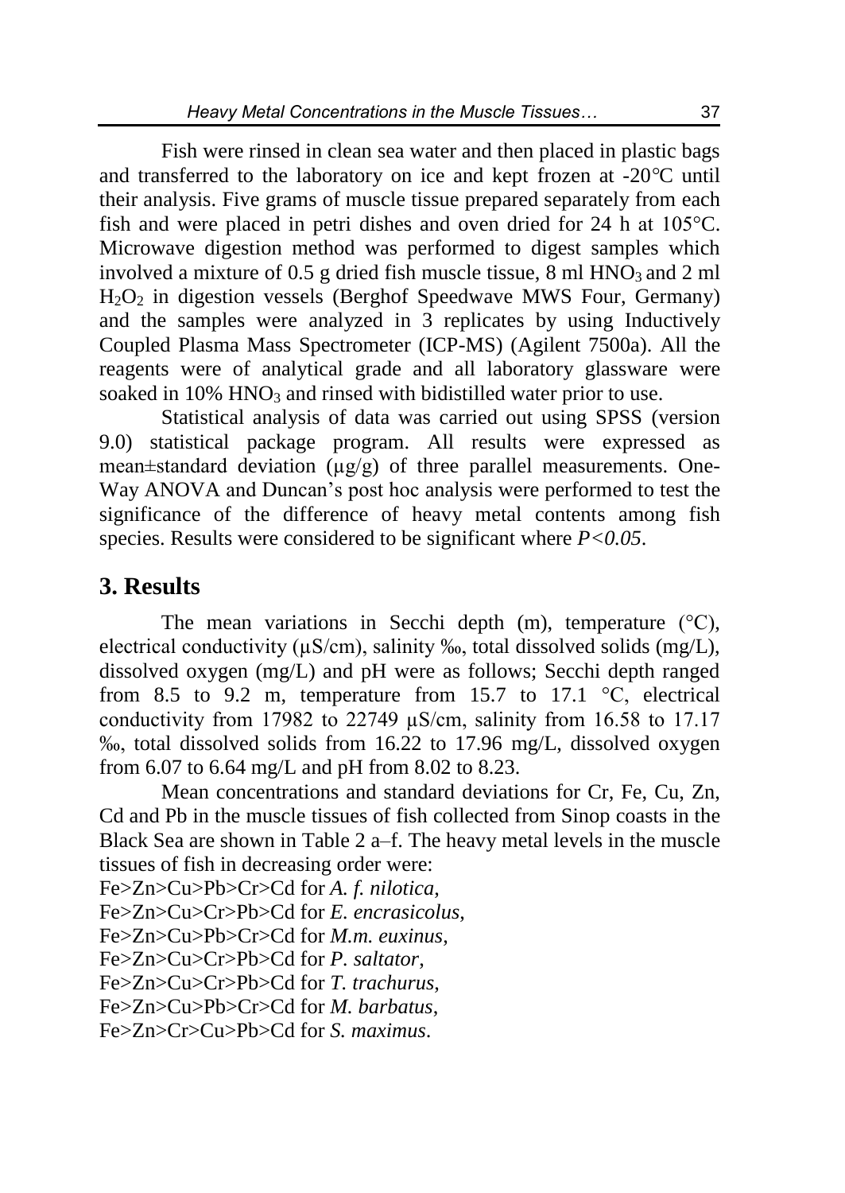Fish were rinsed in clean sea water and then placed in plastic bags and transferred to the laboratory on ice and kept frozen at -20°C until their analysis. Five grams of muscle tissue prepared separately from each fish and were placed in petri dishes and oven dried for 24 h at 105°C. Microwave digestion method was performed to digest samples which involved a mixture of 0.5 g dried fish muscle tissue, 8 ml $HNO_3$ and 2 ml $H_2O_2$ in digestion vessels (Berghof Speedwave MWS Four, Germany) and the samples were analyzed in 3 replicates by using Inductively Coupled Plasma Mass Spectrometer (ICP-MS) (Agilent 7500a). All the reagents were of analytical grade and all laboratory glassware were soaked in 10% $HNO_3$ and rinsed with bidistilled water prior to use.

Statistical analysis of data was carried out using SPSS (version 9.0) statistical package program. All results were expressed as mean±standard deviation (µg/g) of three parallel measurements. One-Way ANOVA and Duncan's post hoc analysis were performed to test the significance of the difference of heavy metal contents among fish species. Results were considered to be significant where $P<0.05$.

## 3. Results

The mean variations in Secchi depth (m), temperature (°C), electrical conductivity (µS/cm), salinity ‰, total dissolved solids (mg/L), dissolved oxygen (mg/L) and pH were as follows; Secchi depth ranged from 8.5 to 9.2 m, temperature from 15.7 to 17.1 °C, electrical conductivity from 17982 to 22749 µS/cm, salinity from 16.58 to 17.17 ‰, total dissolved solids from 16.22 to 17.96 mg/L, dissolved oxygen from 6.07 to 6.64 mg/L and pH from 8.02 to 8.23.

Mean concentrations and standard deviations for Cr, Fe, Cu, Zn, Cd and Pb in the muscle tissues of fish collected from Sinop coasts in the Black Sea are shown in Table 2 a–f. The heavy metal levels in the muscle tissues of fish in decreasing order were:

Fe>Zn>Cu>Pb>Cr>Cd for *A. f. nilotica*,
Fe>Zn>Cu>Cr>Pb>Cd for *E. encrasicolus*,
Fe>Zn>Cu>Pb>Cr>Cd for *M.m. euxinus*,
Fe>Zn>Cu>Cr>Pb>Cd for *P. saltator*,
Fe>Zn>Cu>Cr>Pb>Cd for *T. trachurus*,
Fe>Zn>Cu>Pb>Cr>Cd for *M. barbatus*,
Fe>Zn>Cr>Cu>Pb>Cd for *S. maximus*.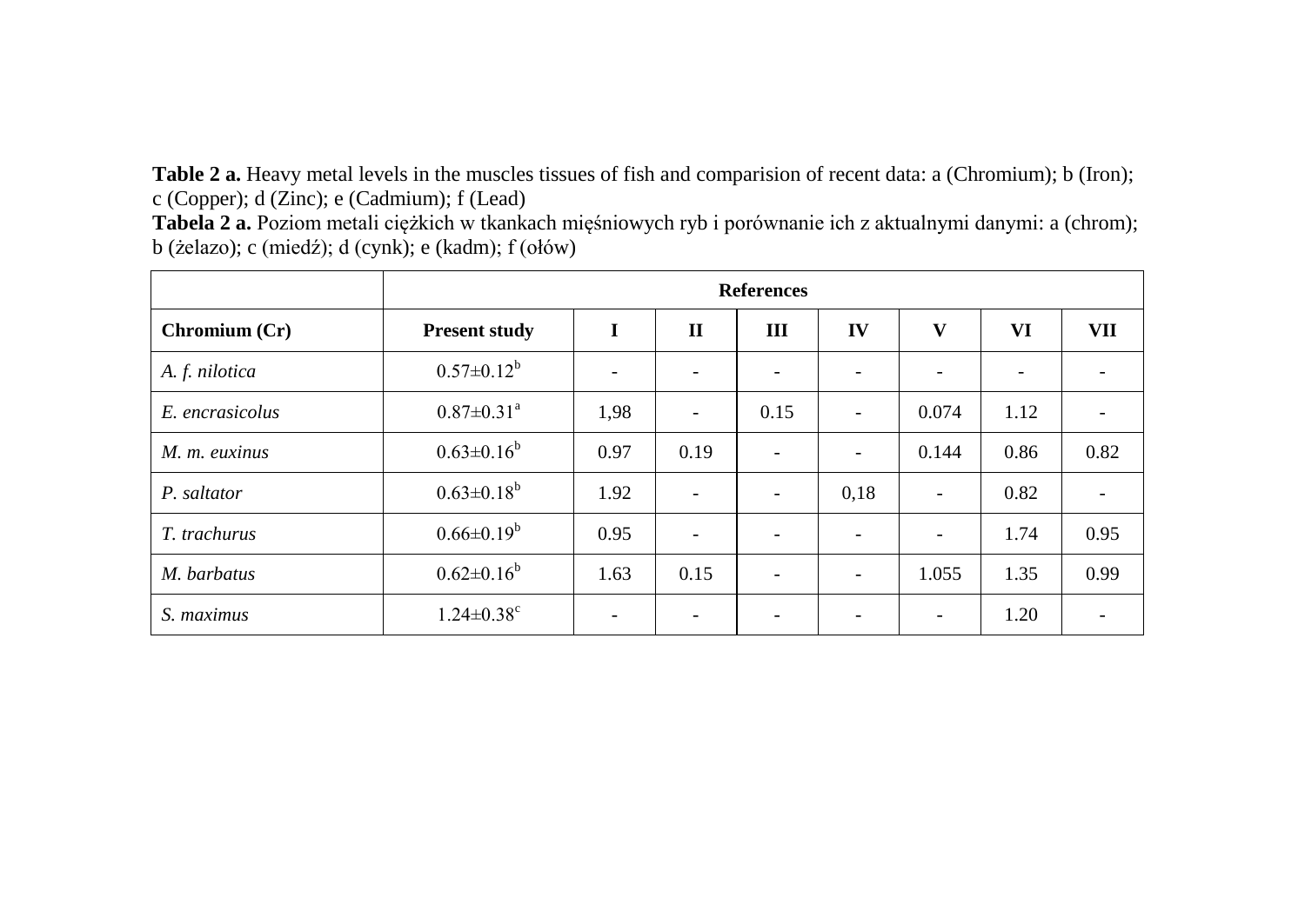**Table 2 a.** Heavy metal levels in the muscles tissues of fish and comparision of recent data: a (Chromium); b (Iron); c (Copper); d (Zinc); e (Cadmium); f (Lead)

**Tabela 2 a.** Poziom metali ciężkich w tkankach mięśniowych ryb i porównanie ich z aktualnymi danymi: a (chrom); b (żelazo); c (miedź); d (cynk); e (kadm); f (ołów)

| | **References** | | | | | | | |
|---|---|---|---|---|---|---|---|---|
| **Chromium (Cr)** | **Present study** | **I** | **II** | **III** | **IV** | **V** | **VI** | **VII** |
| *A. f. nilotica* | 0.57±0.12[b] | - | - | - | - | - | - | - |
| *E. encrasicolus* | 0.87±0.31[a] | 1,98 | - | 0.15 | - | 0.074 | 1.12 | - |
| *M. m. euxinus* | 0.63±0.16[b] | 0.97 | 0.19 | - | - | 0.144 | 0.86 | 0.82 |
| *P. saltator* | 0.63±0.18[b] | 1.92 | - | - | 0,18 | - | 0.82 | - |
| *T. trachurus* | 0.66±0.19[b] | 0.95 | - | - | - | - | 1.74 | 0.95 |
| *M. barbatus* | 0.62±0.16[b] | 1.63 | 0.15 | - | - | 1.055 | 1.35 | 0.99 |
| *S. maximus* | 1.24±0.38[c] | - | - | - | - | - | 1.20 | - |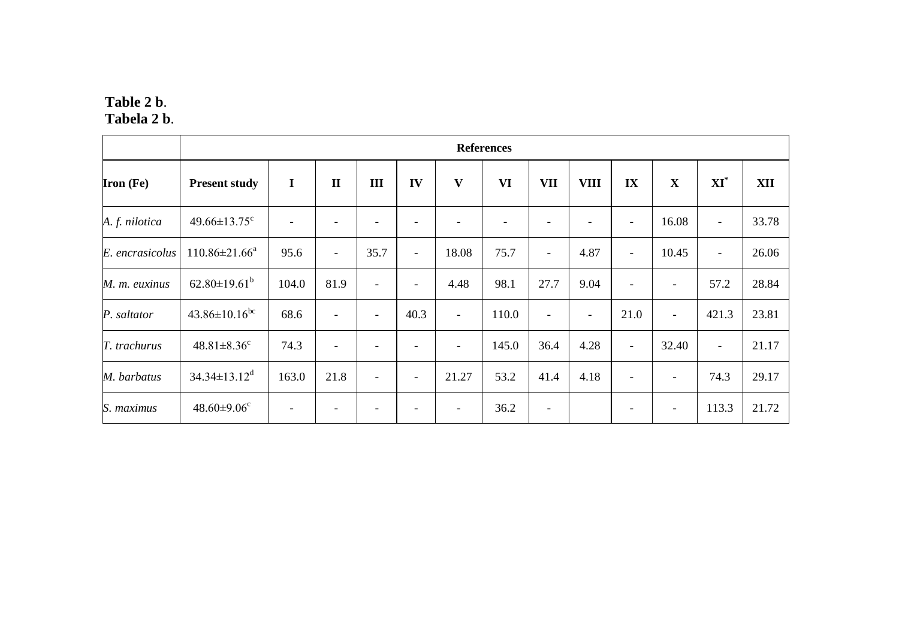**Table 2 b**.
**Tabela 2 b**.

| | References | | | | | | | | | | | | |
|---|---|---|---|---|---|---|---|---|---|---|---|---|---|
| **Iron (Fe)** | **Present study** | **I** | **II** | **III** | **IV** | **V** | **VI** | **VII** | **VIII** | **IX** | **X** | **XI*** | **XII** |
| *A. f. nilotica* | 49.66±13.75[c] | - | - | - | - | - | - | - | - | - | 16.08 | - | 33.78 |
| *E. encrasicolus* | 110.86±21.66[a] | 95.6 | - | 35.7 | - | 18.08 | 75.7 | - | 4.87 | - | 10.45 | - | 26.06 |
| *M. m. euxinus* | 62.80±19.61[b] | 104.0 | 81.9 | - | - | 4.48 | 98.1 | 27.7 | 9.04 | - | - | 57.2 | 28.84 |
| *P. saltator* | 43.86±10.16[bc] | 68.6 | - | - | 40.3 | - | 110.0 | - | - | 21.0 | - | 421.3 | 23.81 |
| *T. trachurus* | 48.81±8.36[c] | 74.3 | - | - | - | - | 145.0 | 36.4 | 4.28 | - | 32.40 | - | 21.17 |
| *M. barbatus* | 34.34±13.12[d] | 163.0 | 21.8 | - | - | 21.27 | 53.2 | 41.4 | 4.18 | - | - | 74.3 | 29.17 |
| *S. maximus* | 48.60±9.06[c] | - | - | - | - | - | 36.2 | - | | - | - | 113.3 | 21.72 |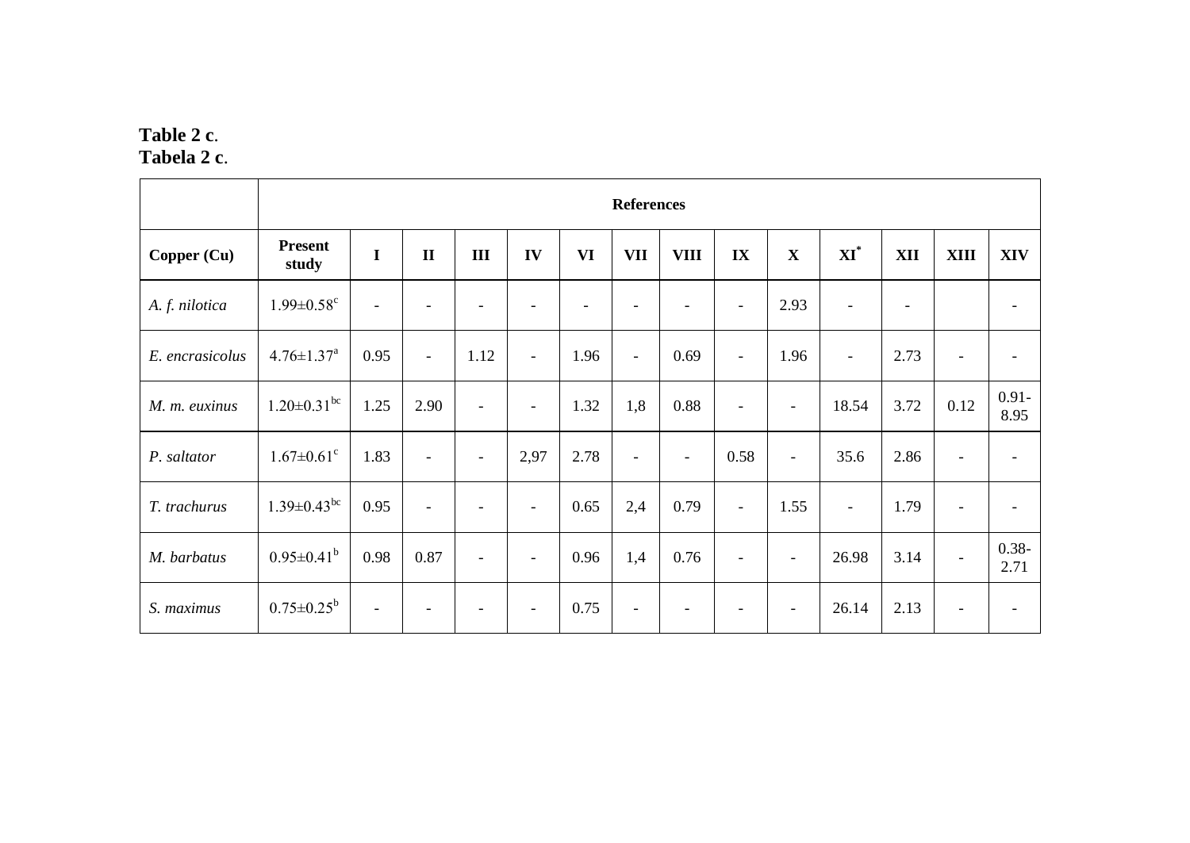**Table 2 c**.
**Tabela 2 c**.

| | References | | | | | | | | | | | | | |
|---|---|---|---|---|---|---|---|---|---|---|---|---|---|---|
| **Copper (Cu)** | **Present study** | **I** | **II** | **III** | **IV** | **VI** | **VII** | **VIII** | **IX** | **X** | **XI*** | **XII** | **XIII** | **XIV** |
| *A. f. nilotica* | 1.99±0.58[c] | - | - | - | - | - | - | - | - | 2.93 | - | - | | - |
| *E. encrasicolus* | 4.76±1.37[a] | 0.95 | - | 1.12 | - | 1.96 | - | 0.69 | - | 1.96 | - | 2.73 | - | - |
| *M. m. euxinus* | 1.20±0.31[bc] | 1.25 | 2.90 | - | - | 1.32 | 1,8 | 0.88 | - | - | 18.54 | 3.72 | 0.12 | 0.91-8.95 |
| *P. saltator* | 1.67±0.61[c] | 1.83 | - | - | 2,97 | 2.78 | - | - | 0.58 | - | 35.6 | 2.86 | - | - |
| *T. trachurus* | 1.39±0.43[bc] | 0.95 | - | - | - | 0.65 | 2,4 | 0.79 | - | 1.55 | - | 1.79 | - | - |
| *M. barbatus* | 0.95±0.41[b] | 0.98 | 0.87 | - | - | 0.96 | 1,4 | 0.76 | - | - | 26.98 | 3.14 | - | 0.38-2.71 |
| *S. maximus* | 0.75±0.25[b] | - | - | - | - | 0.75 | - | - | - | - | 26.14 | 2.13 | - | - |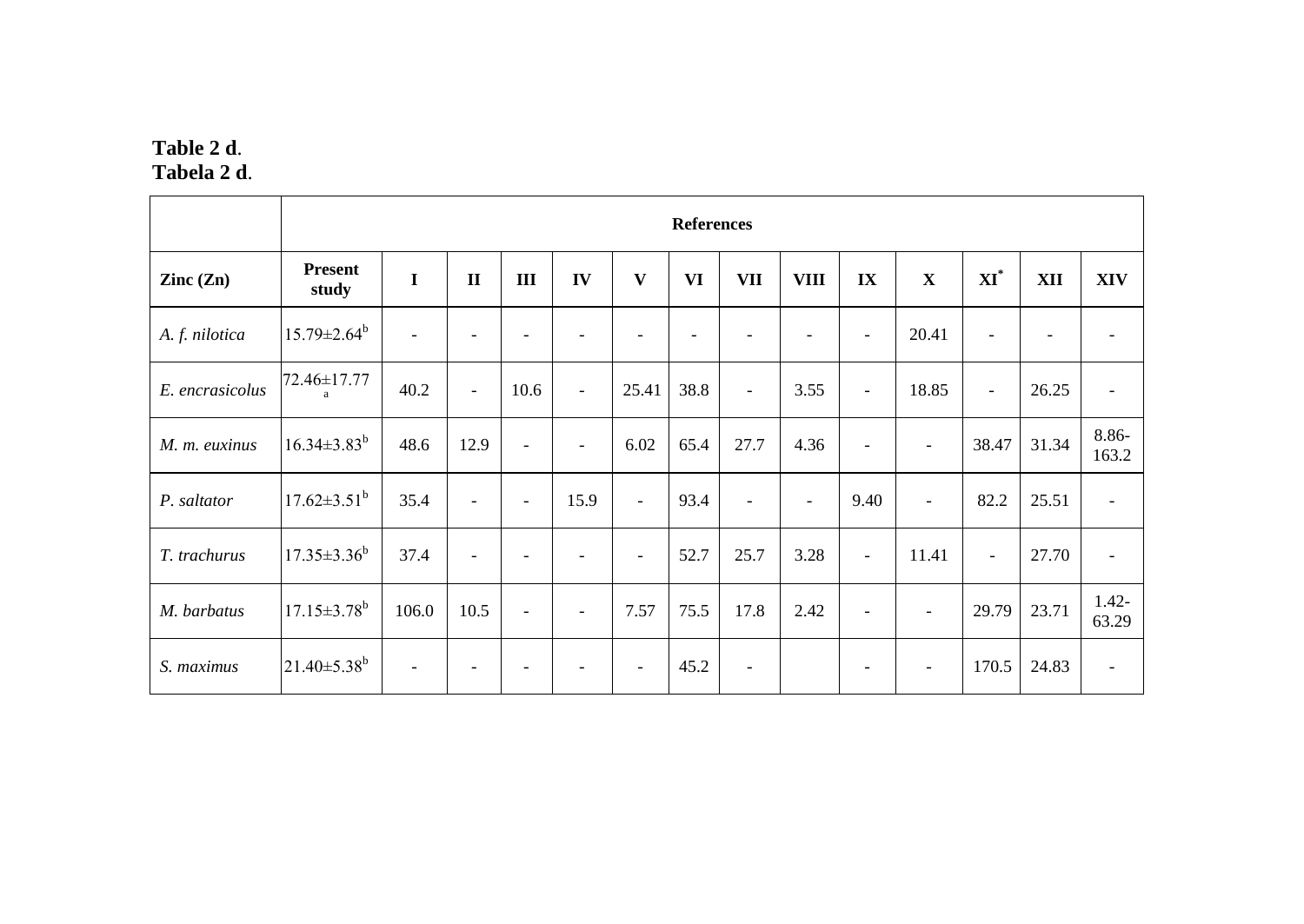**Table 2 d**.
**Tabela 2 d**.

| | References | | | | | | | | | | | | | |
|---|---|---|---|---|---|---|---|---|---|---|---|---|---|---|
| **Zinc (Zn)** | **Present study** | **I** | **II** | **III** | **IV** | **V** | **VI** | **VII** | **VIII** | **IX** | **X** | **XI*** | **XII** | **XIV** |
| *A. f. nilotica* | 15.79±2.64[b] | - | - | - | - | - | - | - | - | - | 20.41 | - | - | - |
| *E. encrasicolus* | 72.46±17.77[a] | 40.2 | - | 10.6 | - | 25.41 | 38.8 | - | 3.55 | - | 18.85 | - | 26.25 | - |
| *M. m. euxinus* | 16.34±3.83[b] | 48.6 | 12.9 | - | - | 6.02 | 65.4 | 27.7 | 4.36 | - | - | 38.47 | 31.34 | 8.86-163.2 |
| *P. saltator* | 17.62±3.51[b] | 35.4 | - | - | 15.9 | - | 93.4 | - | - | 9.40 | - | 82.2 | 25.51 | - |
| *T. trachurus* | 17.35±3.36[b] | 37.4 | - | - | - | - | 52.7 | 25.7 | 3.28 | - | 11.41 | - | 27.70 | - |
| *M. barbatus* | 17.15±3.78[b] | 106.0 | 10.5 | - | - | 7.57 | 75.5 | 17.8 | 2.42 | - | - | 29.79 | 23.71 | 1.42-63.29 |
| *S. maximus* | 21.40±5.38[b] | - | - | - | - | - | 45.2 | - | | - | - | 170.5 | 24.83 | - |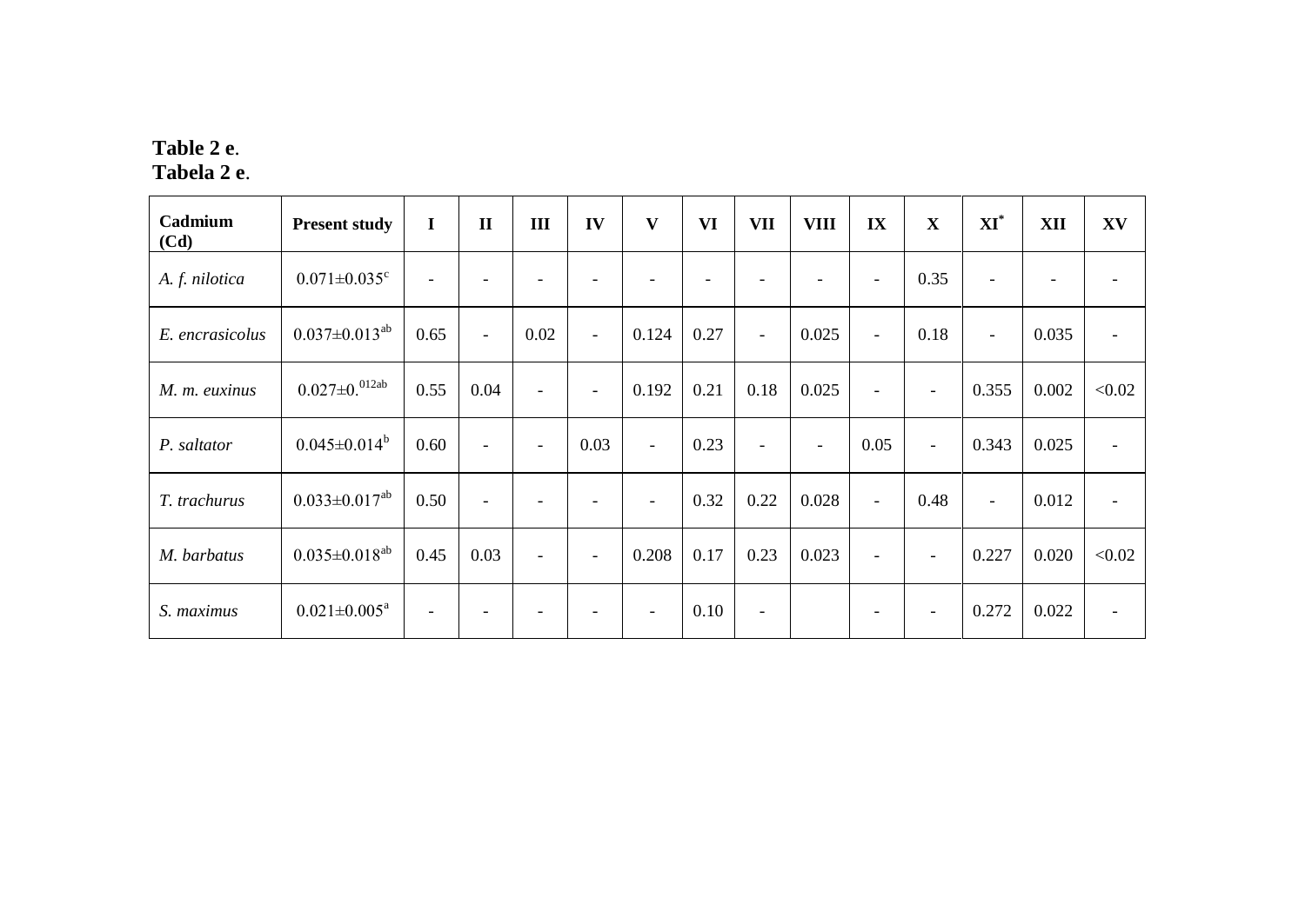**Table 2 e**.
**Tabela 2 e**.

| Cadmium (Cd) | Present study | I | II | III | IV | V | VI | VII | VIII | IX | X | XI* | XII | XV |
|---|---|---|---|---|---|---|---|---|---|---|---|---|---|---|
| *A. f. nilotica* | 0.071±0.035[c] | - | - | - | - | - | - | - | - | - | 0.35 | - | - | - |
| *E. encrasicolus* | 0.037±0.013[ab] | 0.65 | - | 0.02 | - | 0.124 | 0.27 | - | 0.025 | - | 0.18 | - | 0.035 | - |
| *M. m. euxinus* | 0.027±0.[012ab] | 0.55 | 0.04 | - | - | 0.192 | 0.21 | 0.18 | 0.025 | - | - | 0.355 | 0.002 | <0.02 |
| *P. saltator* | 0.045±0.014[b] | 0.60 | - | - | 0.03 | - | 0.23 | - | - | 0.05 | - | 0.343 | 0.025 | - |
| *T. trachurus* | 0.033±0.017[ab] | 0.50 | - | - | - | - | 0.32 | 0.22 | 0.028 | - | 0.48 | - | 0.012 | - |
| *M. barbatus* | 0.035±0.018[ab] | 0.45 | 0.03 | - | - | 0.208 | 0.17 | 0.23 | 0.023 | - | - | 0.227 | 0.020 | <0.02 |
| *S. maximus* | 0.021±0.005[a] | - | - | - | - | - | 0.10 | - | | - | - | 0.272 | 0.022 | - |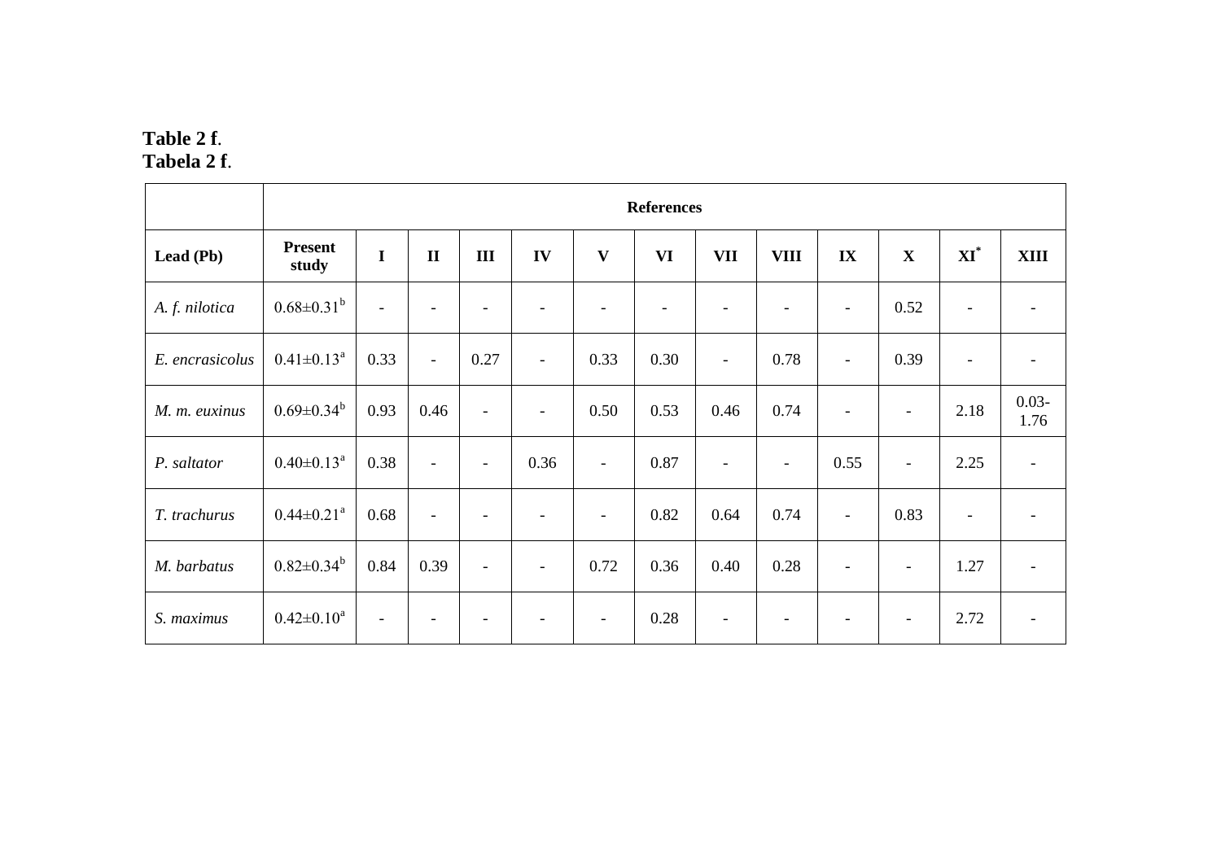**Table 2 f.**
**Tabela 2 f.**

| | References | | | | | | | | | | | | |
|---|---|---|---|---|---|---|---|---|---|---|---|---|---|
| **Lead (Pb)** | **Present study** | **I** | **II** | **III** | **IV** | **V** | **VI** | **VII** | **VIII** | **IX** | **X** | **XI*** | **XIII** |
| *A. f. nilotica* | 0.68±0.31[b] | - | - | - | - | - | - | - | - | - | 0.52 | - | - |
| *E. encrasicolus* | 0.41±0.13[a] | 0.33 | - | 0.27 | - | 0.33 | 0.30 | - | 0.78 | - | 0.39 | - | - |
| *M. m. euxinus* | 0.69±0.34[b] | 0.93 | 0.46 | - | - | 0.50 | 0.53 | 0.46 | 0.74 | - | - | 2.18 | 0.03-1.76 |
| *P. saltator* | 0.40±0.13[a] | 0.38 | - | - | 0.36 | - | 0.87 | - | - | 0.55 | - | 2.25 | - |
| *T. trachurus* | 0.44±0.21[a] | 0.68 | - | - | - | - | 0.82 | 0.64 | 0.74 | - | 0.83 | - | - |
| *M. barbatus* | 0.82±0.34[b] | 0.84 | 0.39 | - | - | 0.72 | 0.36 | 0.40 | 0.28 | - | - | 1.27 | - |
| *S. maximus* | 0.42±0.10[a] | - | - | - | - | - | 0.28 | - | - | - | - | 2.72 | - |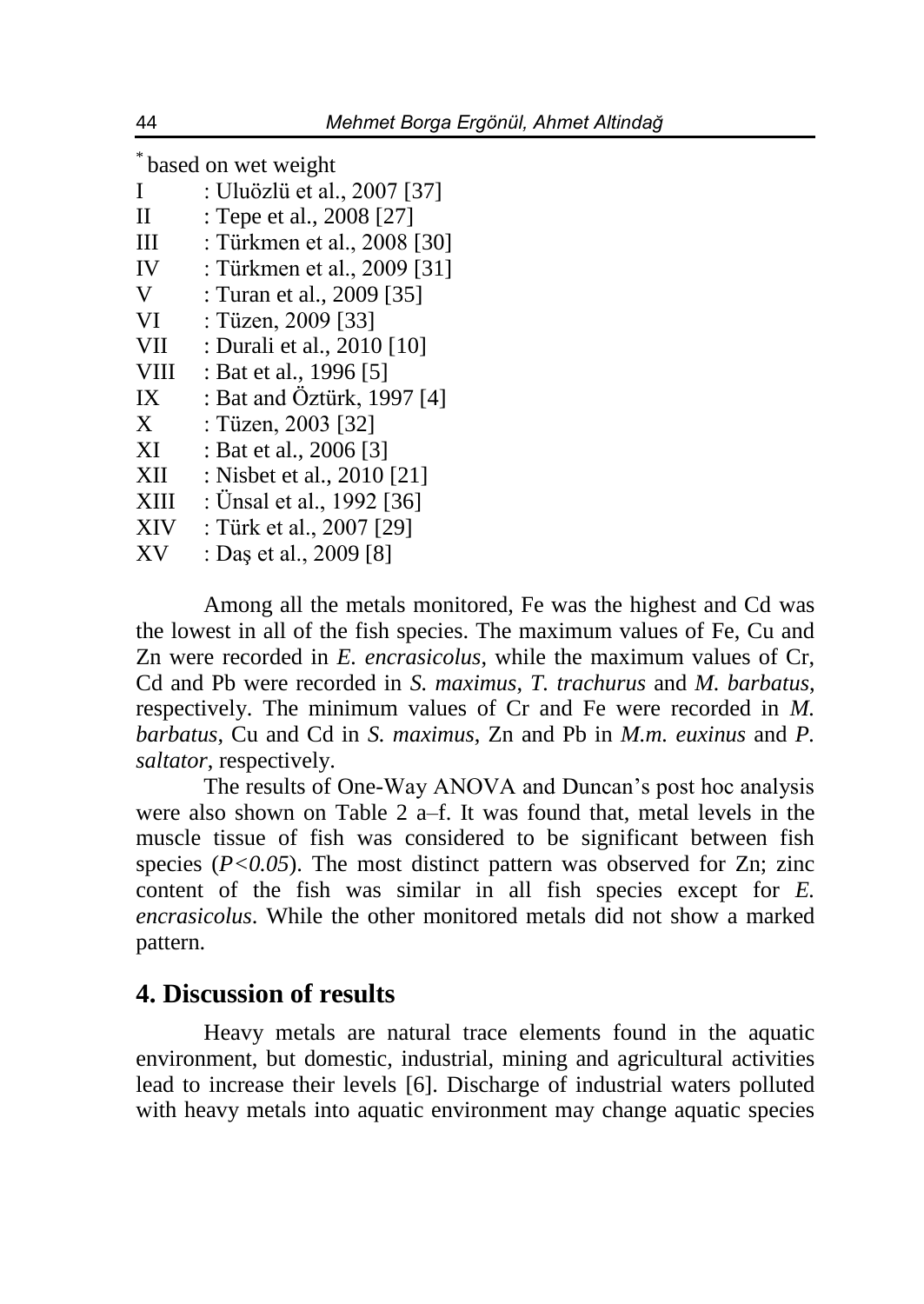\* based on wet weight

I : Uluözlü et al., 2007 [37]
II : Tepe et al., 2008 [27]
III : Türkmen et al., 2008 [30]
IV : Türkmen et al., 2009 [31]
V : Turan et al., 2009 [35]
VI : Tüzen, 2009 [33]
VII : Durali et al., 2010 [10]
VIII : Bat et al., 1996 [5]
IX : Bat and Öztürk, 1997 [4]
X : Tüzen, 2003 [32]
XI : Bat et al., 2006 [3]
XII : Nisbet et al., 2010 [21]
XIII : Ünsal et al., 1992 [36]
XIV : Türk et al., 2007 [29]
XV : Daş et al., 2009 [8]

Among all the metals monitored, Fe was the highest and Cd was the lowest in all of the fish species. The maximum values of Fe, Cu and Zn were recorded in *E. encrasicolus*, while the maximum values of Cr, Cd and Pb were recorded in *S. maximus*, *T. trachurus* and *M. barbatus*, respectively. The minimum values of Cr and Fe were recorded in *M. barbatus*, Cu and Cd in *S. maximus*, Zn and Pb in *M.m. euxinus* and *P. saltator*, respectively.

The results of One-Way ANOVA and Duncan's post hoc analysis were also shown on Table 2 a–f. It was found that, metal levels in the muscle tissue of fish was considered to be significant between fish species ($P<0.05$). The most distinct pattern was observed for Zn; zinc content of the fish was similar in all fish species except for *E. encrasicolus*. While the other monitored metals did not show a marked pattern.

## 4. Discussion of results

Heavy metals are natural trace elements found in the aquatic environment, but domestic, industrial, mining and agricultural activities lead to increase their levels [6]. Discharge of industrial waters polluted with heavy metals into aquatic environment may change aquatic species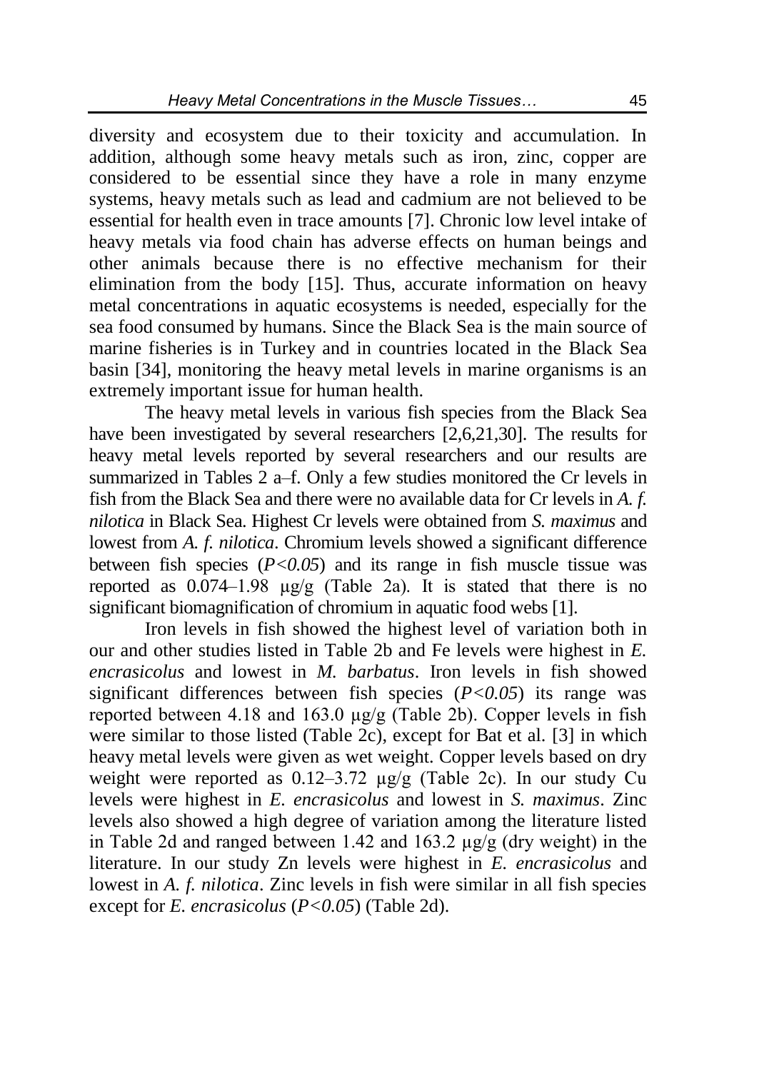diversity and ecosystem due to their toxicity and accumulation. In addition, although some heavy metals such as iron, zinc, copper are considered to be essential since they have a role in many enzyme systems, heavy metals such as lead and cadmium are not believed to be essential for health even in trace amounts [7]. Chronic low level intake of heavy metals via food chain has adverse effects on human beings and other animals because there is no effective mechanism for their elimination from the body [15]. Thus, accurate information on heavy metal concentrations in aquatic ecosystems is needed, especially for the sea food consumed by humans. Since the Black Sea is the main source of marine fisheries is in Turkey and in countries located in the Black Sea basin [34], monitoring the heavy metal levels in marine organisms is an extremely important issue for human health.

The heavy metal levels in various fish species from the Black Sea have been investigated by several researchers [2,6,21,30]. The results for heavy metal levels reported by several researchers and our results are summarized in Tables 2 a–f. Only a few studies monitored the Cr levels in fish from the Black Sea and there were no available data for Cr levels in *A. f. nilotica* in Black Sea. Highest Cr levels were obtained from *S. maximus* and lowest from *A. f. nilotica*. Chromium levels showed a significant difference between fish species ($P<0.05$) and its range in fish muscle tissue was reported as 0.074–1.98 μg/g (Table 2a). It is stated that there is no significant biomagnification of chromium in aquatic food webs [1].

Iron levels in fish showed the highest level of variation both in our and other studies listed in Table 2b and Fe levels were highest in *E. encrasicolus* and lowest in *M. barbatus*. Iron levels in fish showed significant differences between fish species ($P<0.05$) its range was reported between 4.18 and 163.0 μg/g (Table 2b). Copper levels in fish were similar to those listed (Table 2c), except for Bat et al. [3] in which heavy metal levels were given as wet weight. Copper levels based on dry weight were reported as 0.12–3.72 μg/g (Table 2c). In our study Cu levels were highest in *E. encrasicolus* and lowest in *S. maximus*. Zinc levels also showed a high degree of variation among the literature listed in Table 2d and ranged between 1.42 and 163.2 μg/g (dry weight) in the literature. In our study Zn levels were highest in *E. encrasicolus* and lowest in *A. f. nilotica*. Zinc levels in fish were similar in all fish species except for *E. encrasicolus* ($P<0.05$) (Table 2d).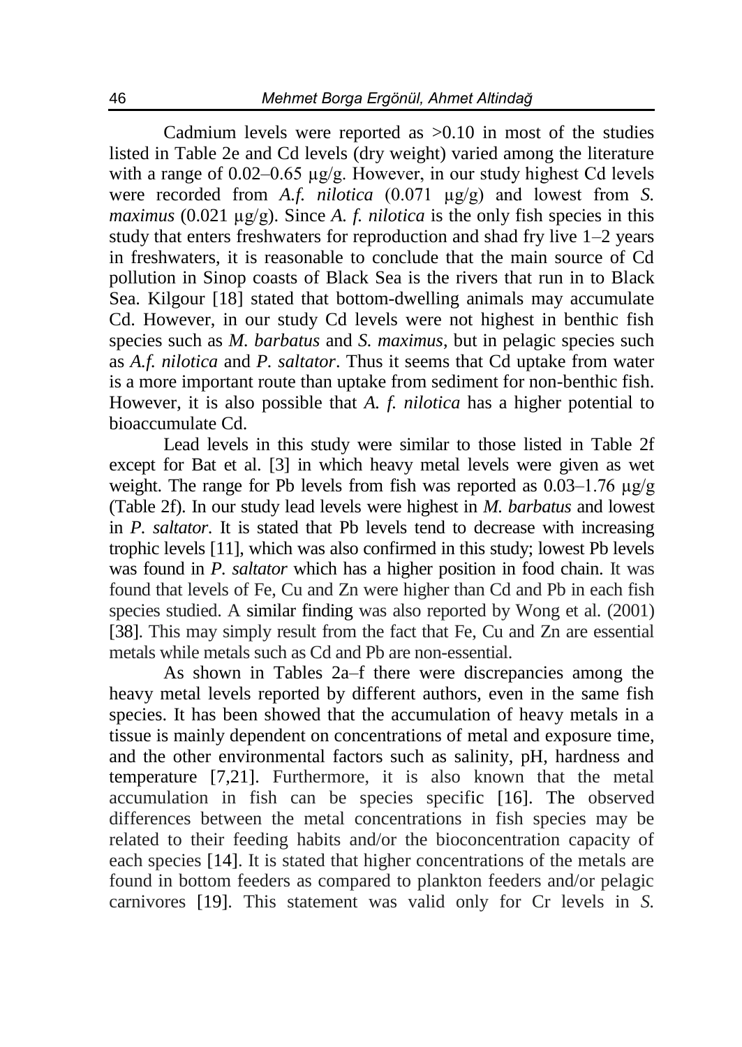Cadmium levels were reported as >0.10 in most of the studies listed in Table 2e and Cd levels (dry weight) varied among the literature with a range of 0.02–0.65 µg/g. However, in our study highest Cd levels were recorded from *A.f. nilotica* (0.071 µg/g) and lowest from *S. maximus* (0.021 µg/g). Since *A. f. nilotica* is the only fish species in this study that enters freshwaters for reproduction and shad fry live 1–2 years in freshwaters, it is reasonable to conclude that the main source of Cd pollution in Sinop coasts of Black Sea is the rivers that run in to Black Sea. Kilgour [18] stated that bottom-dwelling animals may accumulate Cd. However, in our study Cd levels were not highest in benthic fish species such as *M. barbatus* and *S. maximus*, but in pelagic species such as *A.f. nilotica* and *P. saltator*. Thus it seems that Cd uptake from water is a more important route than uptake from sediment for non-benthic fish. However, it is also possible that *A. f. nilotica* has a higher potential to bioaccumulate Cd.

Lead levels in this study were similar to those listed in Table 2f except for Bat et al. [3] in which heavy metal levels were given as wet weight. The range for Pb levels from fish was reported as 0.03–1.76 µg/g (Table 2f). In our study lead levels were highest in *M. barbatus* and lowest in *P. saltator*. It is stated that Pb levels tend to decrease with increasing trophic levels [11], which was also confirmed in this study; lowest Pb levels was found in *P. saltator* which has a higher position in food chain. It was found that levels of Fe, Cu and Zn were higher than Cd and Pb in each fish species studied. A similar finding was also reported by Wong et al. (2001) [38]. This may simply result from the fact that Fe, Cu and Zn are essential metals while metals such as Cd and Pb are non-essential.

As shown in Tables 2a–f there were discrepancies among the heavy metal levels reported by different authors, even in the same fish species. It has been showed that the accumulation of heavy metals in a tissue is mainly dependent on concentrations of metal and exposure time, and the other environmental factors such as salinity, pH, hardness and temperature [7,21]. Furthermore, it is also known that the metal accumulation in fish can be species specific [16]. The observed differences between the metal concentrations in fish species may be related to their feeding habits and/or the bioconcentration capacity of each species [14]. It is stated that higher concentrations of the metals are found in bottom feeders as compared to plankton feeders and/or pelagic carnivores [19]. This statement was valid only for Cr levels in *S.*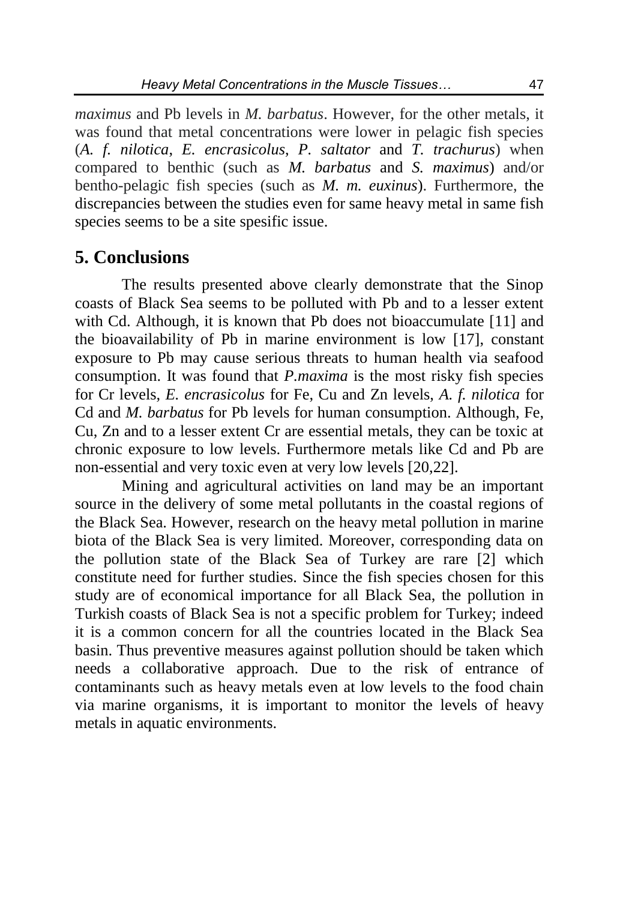*maximus* and Pb levels in *M. barbatus*. However, for the other metals, it was found that metal concentrations were lower in pelagic fish species (*A. f. nilotica*, *E. encrasicolus*, *P. saltator* and *T. trachurus*) when compared to benthic (such as *M. barbatus* and *S. maximus*) and/or bentho-pelagic fish species (such as *M. m. euxinus*). Furthermore, the discrepancies between the studies even for same heavy metal in same fish species seems to be a site spesific issue.

## 5. Conclusions

The results presented above clearly demonstrate that the Sinop coasts of Black Sea seems to be polluted with Pb and to a lesser extent with Cd. Although, it is known that Pb does not bioaccumulate [11] and the bioavailability of Pb in marine environment is low [17], constant exposure to Pb may cause serious threats to human health via seafood consumption. It was found that *P.maxima* is the most risky fish species for Cr levels, *E. encrasicolus* for Fe, Cu and Zn levels, *A. f. nilotica* for Cd and *M. barbatus* for Pb levels for human consumption. Although, Fe, Cu, Zn and to a lesser extent Cr are essential metals, they can be toxic at chronic exposure to low levels. Furthermore metals like Cd and Pb are non-essential and very toxic even at very low levels [20,22].

Mining and agricultural activities on land may be an important source in the delivery of some metal pollutants in the coastal regions of the Black Sea. However, research on the heavy metal pollution in marine biota of the Black Sea is very limited. Moreover, corresponding data on the pollution state of the Black Sea of Turkey are rare [2] which constitute need for further studies. Since the fish species chosen for this study are of economical importance for all Black Sea, the pollution in Turkish coasts of Black Sea is not a specific problem for Turkey; indeed it is a common concern for all the countries located in the Black Sea basin. Thus preventive measures against pollution should be taken which needs a collaborative approach. Due to the risk of entrance of contaminants such as heavy metals even at low levels to the food chain via marine organisms, it is important to monitor the levels of heavy metals in aquatic environments.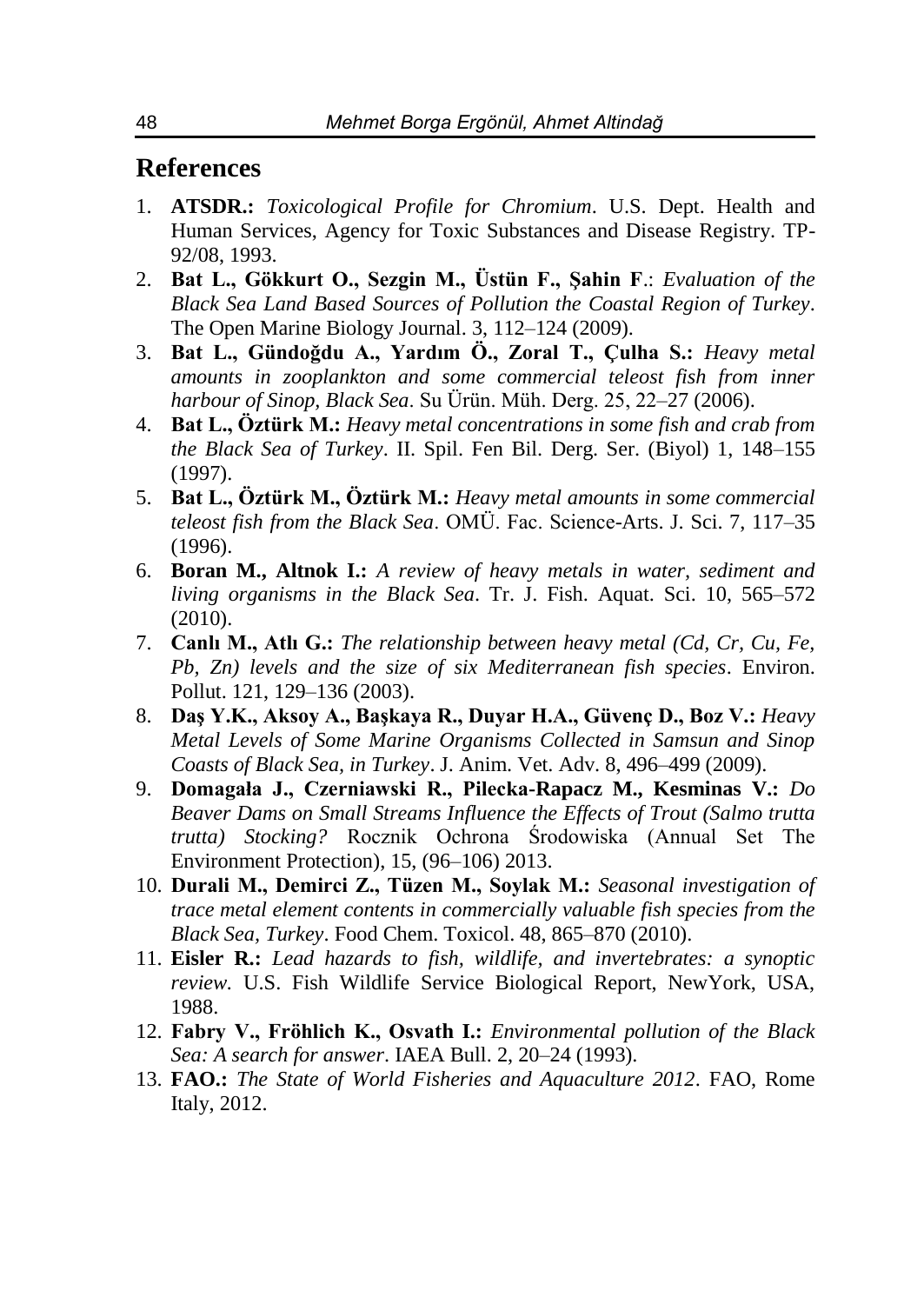## References

1. **ATSDR.:** *Toxicological Profile for Chromium*. U.S. Dept. Health and Human Services, Agency for Toxic Substances and Disease Registry. TP-92/08, 1993.
2. **Bat L., Gökkurt O., Sezgin M., Üstün F., Şahin F**.: *Evaluation of the Black Sea Land Based Sources of Pollution the Coastal Region of Turkey*. The Open Marine Biology Journal. 3, 112–124 (2009).
3. **Bat L., Gündoğdu A., Yardım Ö., Zoral T., Çulha S.:** *Heavy metal amounts in zooplankton and some commercial teleost fish from inner harbour of Sinop, Black Sea*. Su Ürün. Müh. Derg. 25, 22–27 (2006).
4. **Bat L., Öztürk M.:** *Heavy metal concentrations in some fish and crab from the Black Sea of Turkey*. II. Spil. Fen Bil. Derg. Ser. (Biyol) 1, 148–155 (1997).
5. **Bat L., Öztürk M., Öztürk M.:** *Heavy metal amounts in some commercial teleost fish from the Black Sea*. OMÜ. Fac. Science-Arts. J. Sci. 7, 117–35 (1996).
6. **Boran M., Altnok I.:** *A review of heavy metals in water, sediment and living organisms in the Black Sea*. Tr. J. Fish. Aquat. Sci. 10, 565–572 (2010).
7. **Canlı M., Atlı G.:** *The relationship between heavy metal (Cd, Cr, Cu, Fe, Pb, Zn) levels and the size of six Mediterranean fish species*. Environ. Pollut. 121, 129–136 (2003).
8. **Daş Y.K., Aksoy A., Başkaya R., Duyar H.A., Güvenç D., Boz V.:** *Heavy Metal Levels of Some Marine Organisms Collected in Samsun and Sinop Coasts of Black Sea, in Turkey*. J. Anim. Vet. Adv. 8, 496–499 (2009).
9. **Domagała J., Czerniawski R., Pilecka-Rapacz M., Kesminas V.:** *Do Beaver Dams on Small Streams Influence the Effects of Trout (Salmo trutta trutta) Stocking?* Rocznik Ochrona Środowiska (Annual Set The Environment Protection), 15, (96–106) 2013.
10. **Durali M., Demirci Z., Tüzen M., Soylak M.:** *Seasonal investigation of trace metal element contents in commercially valuable fish species from the Black Sea, Turkey*. Food Chem. Toxicol. 48, 865–870 (2010).
11. **Eisler R.:** *Lead hazards to fish, wildlife, and invertebrates: a synoptic review.* U.S. Fish Wildlife Service Biological Report, NewYork, USA, 1988.
12. **Fabry V., Fröhlich K., Osvath I.:** *Environmental pollution of the Black Sea: A search for answer*. IAEA Bull. 2, 20–24 (1993).
13. **FAO.:** *The State of World Fisheries and Aquaculture 2012*. FAO, Rome Italy, 2012.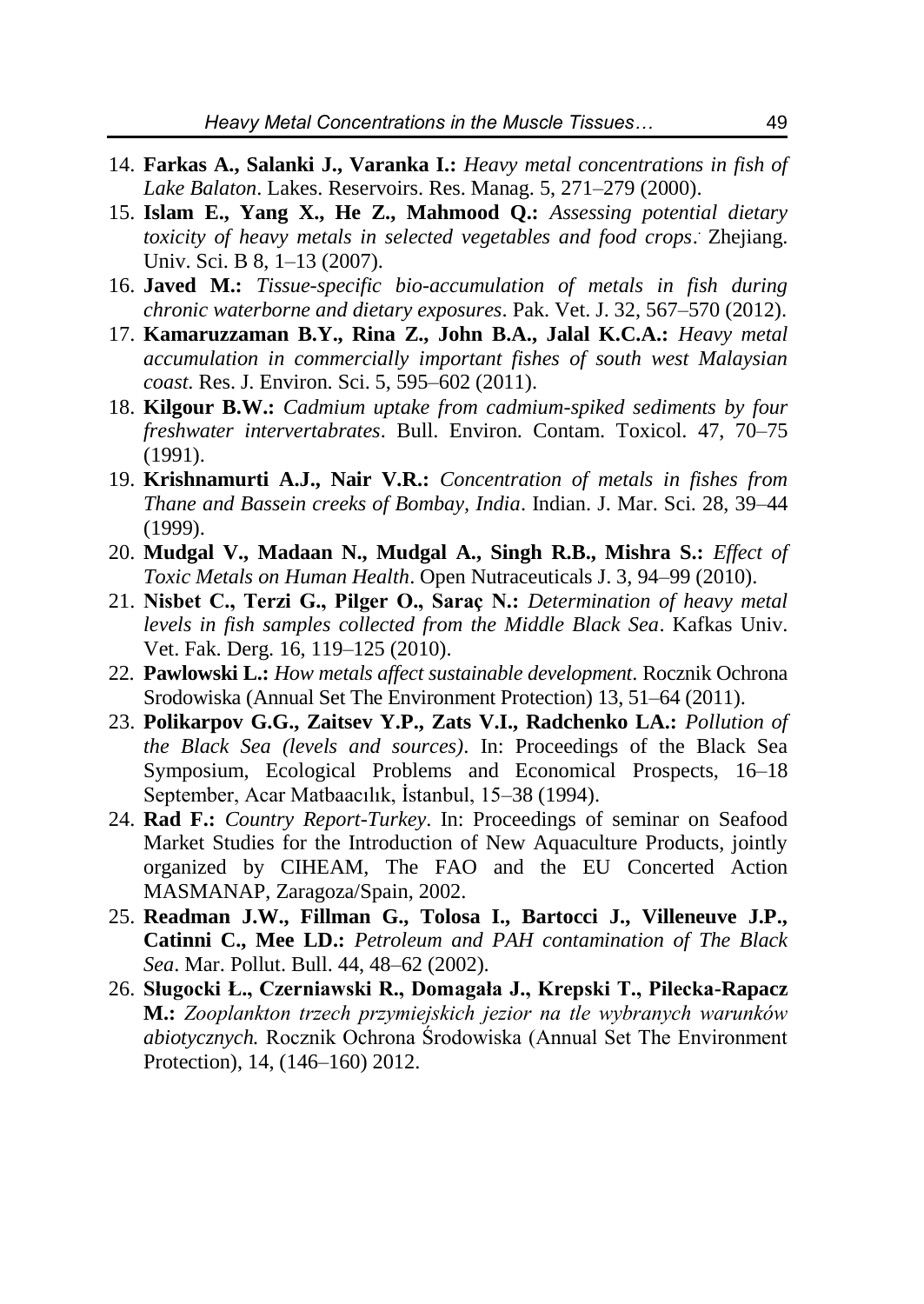14. **Farkas A., Salanki J., Varanka I.:** *Heavy metal concentrations in fish of Lake Balaton*. Lakes. Reservoirs. Res. Manag. 5, 271–279 (2000).
15. **Islam E., Yang X., He Z., Mahmood Q.:** *Assessing potential dietary toxicity of heavy metals in selected vegetables and food crops*. Zhejiang. Univ. Sci. B 8, 1–13 (2007).
16. **Javed M.:** *Tissue-specific bio-accumulation of metals in fish during chronic waterborne and dietary exposures*. Pak. Vet. J. 32, 567–570 (2012).
17. **Kamaruzzaman B.Y., Rina Z., John B.A., Jalal K.C.A.:** *Heavy metal accumulation in commercially important fishes of south west Malaysian coast*. Res. J. Environ. Sci. 5, 595–602 (2011).
18. **Kilgour B.W.:** *Cadmium uptake from cadmium-spiked sediments by four freshwater intervertabrates*. Bull. Environ. Contam. Toxicol. 47, 70–75 (1991).
19. **Krishnamurti A.J., Nair V.R.:** *Concentration of metals in fishes from Thane and Bassein creeks of Bombay, India*. Indian. J. Mar. Sci. 28, 39–44 (1999).
20. **Mudgal V., Madaan N., Mudgal A., Singh R.B., Mishra S.:** *Effect of Toxic Metals on Human Health*. Open Nutraceuticals J. 3, 94–99 (2010).
21. **Nisbet C., Terzi G., Pilger O., Saraç N.:** *Determination of heavy metal levels in fish samples collected from the Middle Black Sea*. Kafkas Univ. Vet. Fak. Derg. 16, 119–125 (2010).
22. **Pawlowski L.:** *How metals affect sustainable development*. Rocznik Ochrona Srodowiska (Annual Set The Environment Protection) 13, 51–64 (2011).
23. **Polikarpov G.G., Zaitsev Y.P., Zats V.I., Radchenko LA.:** *Pollution of the Black Sea (levels and sources)*. In: Proceedings of the Black Sea Symposium, Ecological Problems and Economical Prospects, 16–18 September, Acar Matbaacılık, İstanbul, 15–38 (1994).
24. **Rad F.:** *Country Report-Turkey*. In: Proceedings of seminar on Seafood Market Studies for the Introduction of New Aquaculture Products, jointly organized by CIHEAM, The FAO and the EU Concerted Action MASMANAP, Zaragoza/Spain, 2002.
25. **Readman J.W., Fillman G., Tolosa I., Bartocci J., Villeneuve J.P., Catinni C., Mee LD.:** *Petroleum and PAH contamination of The Black Sea*. Mar. Pollut. Bull. 44, 48–62 (2002).
26. **Sługocki Ł., Czerniawski R., Domagała J., Krepski T., Pilecka-Rapacz M.:** *Zooplankton trzech przymiejskich jezior na tle wybranych warunków abiotycznych.* Rocznik Ochrona Środowiska (Annual Set The Environment Protection), 14, (146–160) 2012.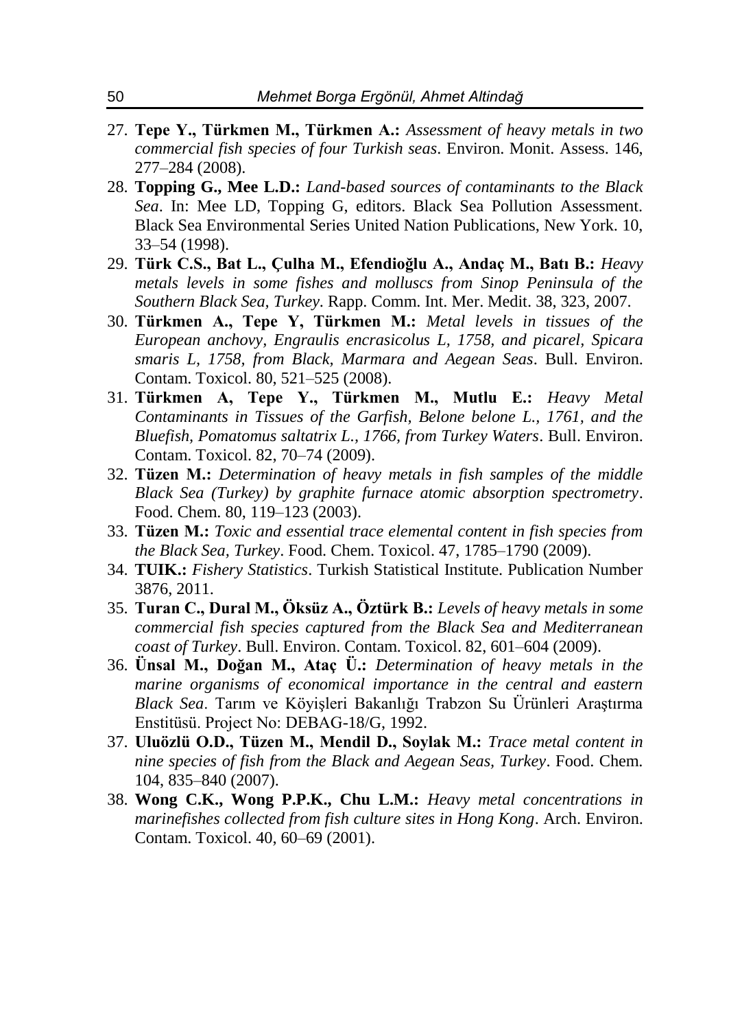27. **Tepe Y., Türkmen M., Türkmen A.:** *Assessment of heavy metals in two commercial fish species of four Turkish seas*. Environ. Monit. Assess. 146, 277–284 (2008).
28. **Topping G., Mee L.D.:** *Land-based sources of contaminants to the Black Sea*. In: Mee LD, Topping G, editors. Black Sea Pollution Assessment. Black Sea Environmental Series United Nation Publications, New York. 10, 33–54 (1998).
29. **Türk C.S., Bat L., Çulha M., Efendioğlu A., Andaç M., Batı B.:** *Heavy metals levels in some fishes and molluscs from Sinop Peninsula of the Southern Black Sea, Turkey*. Rapp. Comm. Int. Mer. Medit. 38, 323, 2007.
30. **Türkmen A., Tepe Y, Türkmen M.:** *Metal levels in tissues of the European anchovy, Engraulis encrasicolus L, 1758, and picarel, Spicara smaris L, 1758, from Black, Marmara and Aegean Seas*. Bull. Environ. Contam. Toxicol. 80, 521–525 (2008).
31. **Türkmen A, Tepe Y., Türkmen M., Mutlu E.:** *Heavy Metal Contaminants in Tissues of the Garfish, Belone belone L., 1761, and the Bluefish, Pomatomus saltatrix L., 1766, from Turkey Waters*. Bull. Environ. Contam. Toxicol. 82, 70–74 (2009).
32. **Tüzen M.:** *Determination of heavy metals in fish samples of the middle Black Sea (Turkey) by graphite furnace atomic absorption spectrometry*. Food. Chem. 80, 119–123 (2003).
33. **Tüzen M.:** *Toxic and essential trace elemental content in fish species from the Black Sea, Turkey*. Food. Chem. Toxicol. 47, 1785–1790 (2009).
34. **TUIK.:** *Fishery Statistics*. Turkish Statistical Institute. Publication Number 3876, 2011.
35. **Turan C., Dural M., Öksüz A., Öztürk B.:** *Levels of heavy metals in some commercial fish species captured from the Black Sea and Mediterranean coast of Turkey*. Bull. Environ. Contam. Toxicol. 82, 601–604 (2009).
36. **Ünsal M., Doğan M., Ataç Ü.:** *Determination of heavy metals in the marine organisms of economical importance in the central and eastern Black Sea*. Tarım ve Köyişleri Bakanlığı Trabzon Su Ürünleri Araştırma Enstitüsü. Project No: DEBAG-18/G, 1992.
37. **Uluözlü O.D., Tüzen M., Mendil D., Soylak M.:** *Trace metal content in nine species of fish from the Black and Aegean Seas, Turkey*. Food. Chem. 104, 835–840 (2007).
38. **Wong C.K., Wong P.P.K., Chu L.M.:** *Heavy metal concentrations in marinefishes collected from fish culture sites in Hong Kong*. Arch. Environ. Contam. Toxicol. 40, 60–69 (2001).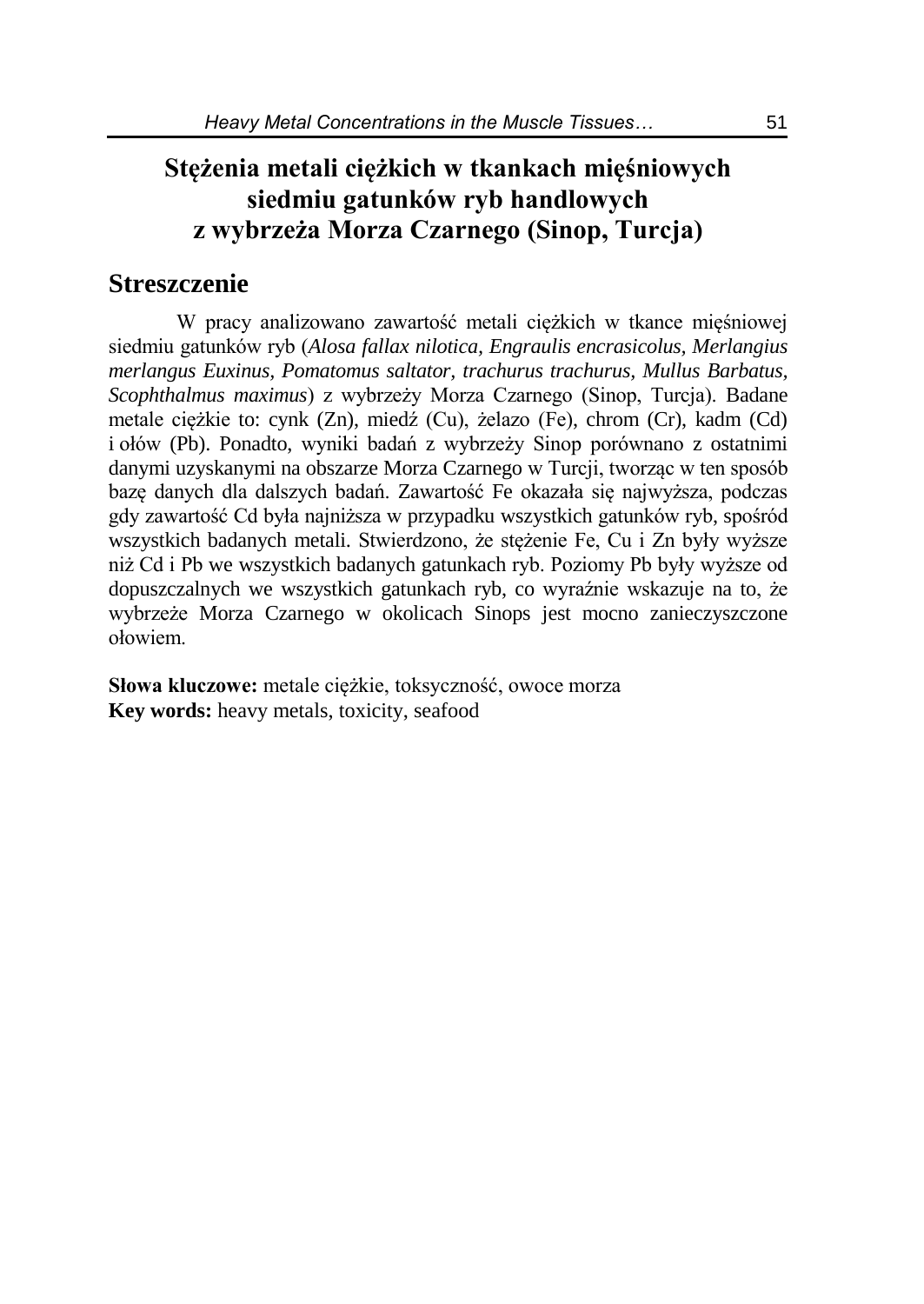# Stężenia metali ciężkich w tkankach mięśniowych siedmiu gatunków ryb handlowych z wybrzeża Morza Czarnego (Sinop, Turcja)

## Streszczenie

W pracy analizowano zawartość metali ciężkich w tkance mięśniowej siedmiu gatunków ryb (*Alosa fallax nilotica, Engraulis encrasicolus, Merlangius merlangus Euxinus, Pomatomus saltator, trachurus trachurus, Mullus Barbatus, Scophthalmus maximus*) z wybrzeży Morza Czarnego (Sinop, Turcja). Badane metale ciężkie to: cynk (Zn), miedź (Cu), żelazo (Fe), chrom (Cr), kadm (Cd) i ołów (Pb). Ponadto, wyniki badań z wybrzeży Sinop porównano z ostatnimi danymi uzyskanymi na obszarze Morza Czarnego w Turcji, tworząc w ten sposób bazę danych dla dalszych badań. Zawartość Fe okazała się najwyższa, podczas gdy zawartość Cd była najniższa w przypadku wszystkich gatunków ryb, spośród wszystkich badanych metali. Stwierdzono, że stężenie Fe, Cu i Zn były wyższe niż Cd i Pb we wszystkich badanych gatunkach ryb. Poziomy Pb były wyższe od dopuszczalnych we wszystkich gatunkach ryb, co wyraźnie wskazuje na to, że wybrzeże Morza Czarnego w okolicach Sinops jest mocno zanieczyszczone ołowiem.

**Słowa kluczowe:** metale ciężkie, toksyczność, owoce morza
**Key words:** heavy metals, toxicity, seafood